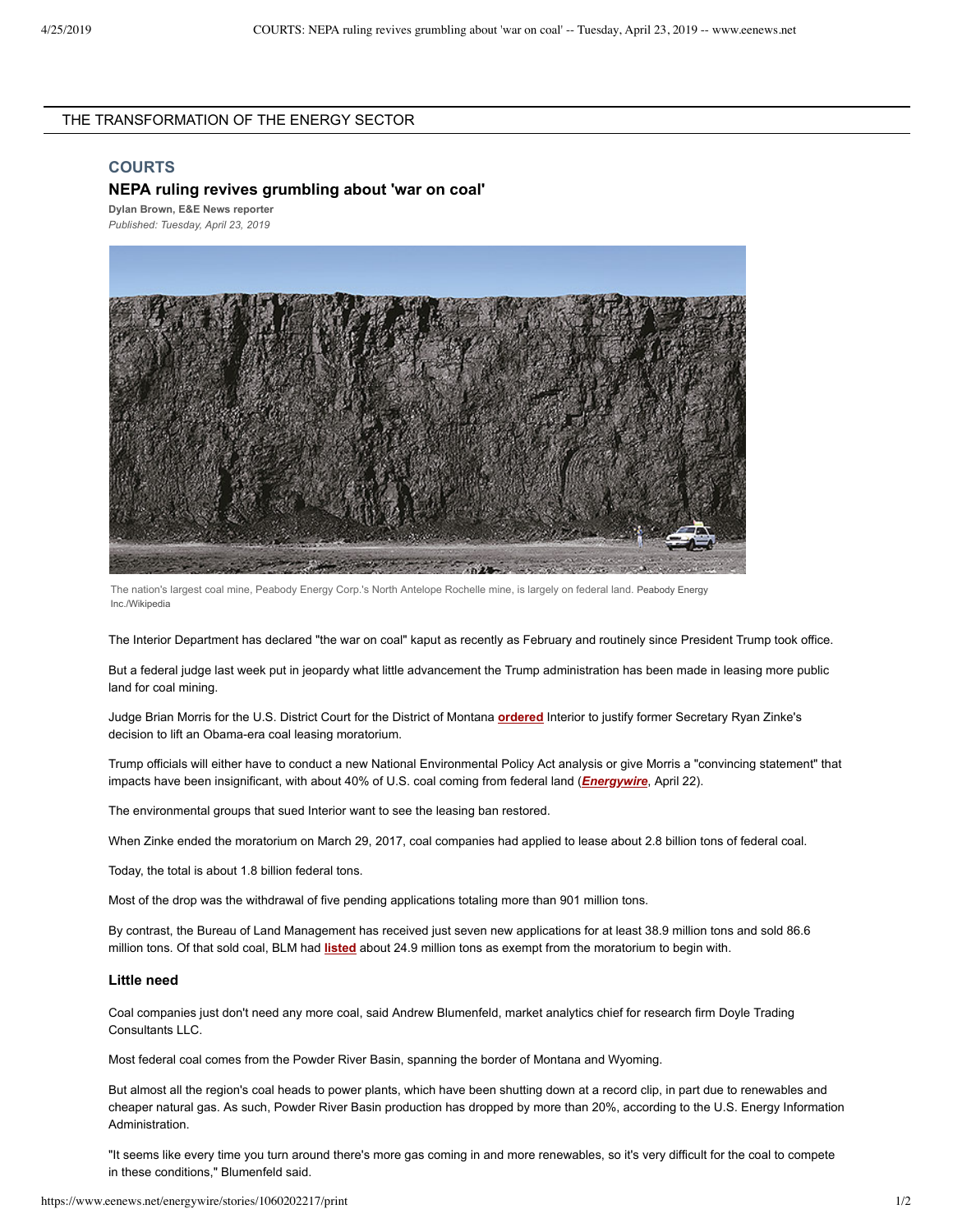THE TRANSFORMATION OF THE ENERGY SECTOR

## COURTS

# NEPA ruling revives grumbling about 'war on coal'

**Dylan Brown, E&E News reporter**

*Published: Tuesday, April 23, 2019*

The nation's largest coal mine, Peabody Energy Corp.'s North Antelope Rochelle mine, is largely on federal land. Peabody Energy Inc./Wikipedia

The Interior Department has declared "the war on coal" kaput as recently as February and routinely since President Trump took office.

But a federal judge last week put in jeopardy what little advancement the Trump administration has been made in leasing more public land for coal mining.

Judge Brian Morris for the U.S. District Court for the District of Montana **ordered** Interior to justify former Secretary Ryan Zinke's decision to lift an Obama-era coal leasing moratorium.

Trump officials will either have to conduct a new National Environmental Policy Act analysis or give Morris a "convincing statement" that impacts have been insignificant, with about 40% of U.S. coal coming from federal land (***Energywire***, April 22).

The environmental groups that sued Interior want to see the leasing ban restored.

When Zinke ended the moratorium on March 29, 2017, coal companies had applied to lease about 2.8 billion tons of federal coal.

Today, the total is about 1.8 billion federal tons.

Most of the drop was the withdrawal of five pending applications totaling more than 901 million tons.

By contrast, the Bureau of Land Management has received just seven new applications for at least 38.9 million tons and sold 86.6 million tons. Of that sold coal, BLM had **listed** about 24.9 million tons as exempt from the moratorium to begin with.

### Little need

Coal companies just don't need any more coal, said Andrew Blumenfeld, market analytics chief for research firm Doyle Trading Consultants LLC.

Most federal coal comes from the Powder River Basin, spanning the border of Montana and Wyoming.

But almost all the region's coal heads to power plants, which have been shutting down at a record clip, in part due to renewables and cheaper natural gas. As such, Powder River Basin production has dropped by more than 20%, according to the U.S. Energy Information Administration.

"It seems like every time you turn around there's more gas coming in and more renewables, so it's very difficult for the coal to compete in these conditions," Blumenfeld said.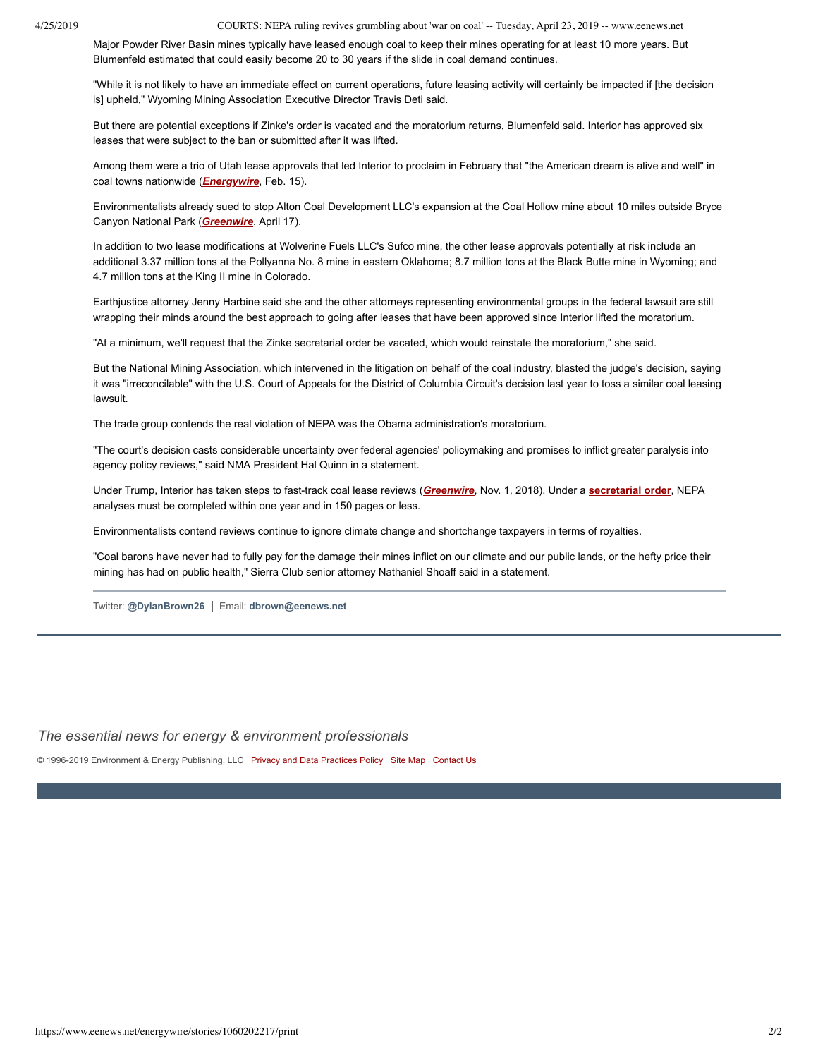Major Powder River Basin mines typically have leased enough coal to keep their mines operating for at least 10 more years. But Blumenfeld estimated that could easily become 20 to 30 years if the slide in coal demand continues.

"While it is not likely to have an immediate effect on current operations, future leasing activity will certainly be impacted if [the decision is] upheld," Wyoming Mining Association Executive Director Travis Deti said.

But there are potential exceptions if Zinke's order is vacated and the moratorium returns, Blumenfeld said. Interior has approved six leases that were subject to the ban or submitted after it was lifted.

Among them were a trio of Utah lease approvals that led Interior to proclaim in February that "the American dream is alive and well" in coal towns nationwide (***Energywire***, Feb. 15).

Environmentalists already sued to stop Alton Coal Development LLC's expansion at the Coal Hollow mine about 10 miles outside Bryce Canyon National Park (***Greenwire***, April 17).

In addition to two lease modifications at Wolverine Fuels LLC's Sufco mine, the other lease approvals potentially at risk include an additional 3.37 million tons at the Pollyanna No. 8 mine in eastern Oklahoma; 8.7 million tons at the Black Butte mine in Wyoming; and 4.7 million tons at the King II mine in Colorado.

Earthjustice attorney Jenny Harbine said she and the other attorneys representing environmental groups in the federal lawsuit are still wrapping their minds around the best approach to going after leases that have been approved since Interior lifted the moratorium.

"At a minimum, we'll request that the Zinke secretarial order be vacated, which would reinstate the moratorium," she said.

But the National Mining Association, which intervened in the litigation on behalf of the coal industry, blasted the judge's decision, saying it was "irreconcilable" with the U.S. Court of Appeals for the District of Columbia Circuit's decision last year to toss a similar coal leasing lawsuit.

The trade group contends the real violation of NEPA was the Obama administration's moratorium.

"The court's decision casts considerable uncertainty over federal agencies' policymaking and promises to inflict greater paralysis into agency policy reviews," said NMA President Hal Quinn in a statement.

Under Trump, Interior has taken steps to fast-track coal lease reviews (***Greenwire***, Nov. 1, 2018). Under a **secretarial order**, NEPA analyses must be completed within one year and in 150 pages or less.

Environmentalists contend reviews continue to ignore climate change and shortchange taxpayers in terms of royalties.

"Coal barons have never had to fully pay for the damage their mines inflict on our climate and our public lands, or the hefty price their mining has had on public health," Sierra Club senior attorney Nathaniel Shoaff said in a statement.

---

Twitter: **@DylanBrown26** | Email: **dbrown@eenews.net**

---

*The essential news for energy & environment professionals*

© 1996-2019 Environment & Energy Publishing, LLC Privacy and Data Practices Policy Site Map Contact Us